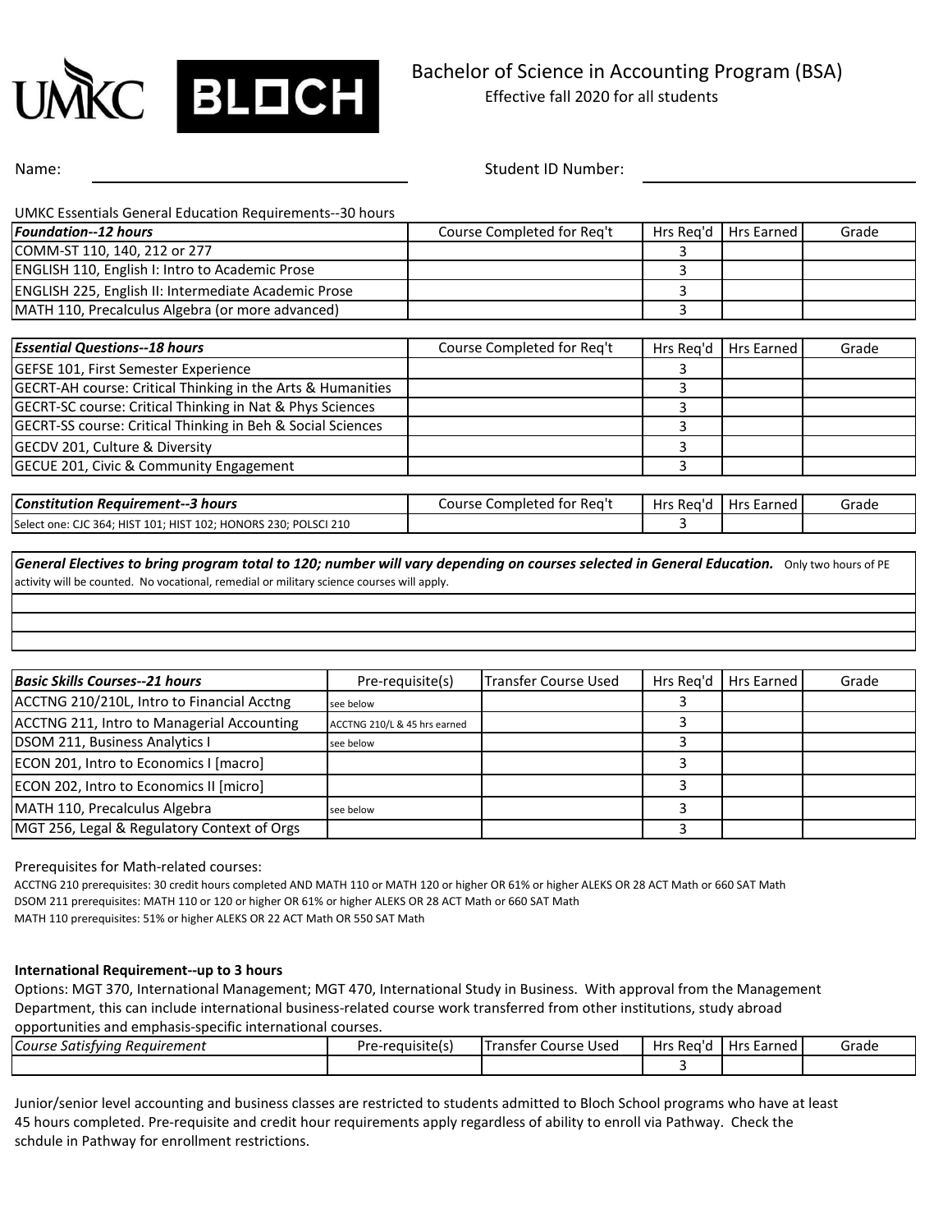UMKC BLOCH

# Bachelor of Science in Accounting Program (BSA)

Effective fall 2020 for all students

Name: ______________________ Student ID Number: ______________________

UMKC Essentials General Education Requirements--30 hours

| ***Foundation--12 hours*** | Course Completed for Req't | Hrs Req'd | Hrs Earned | Grade |
|---|---|---|---|---|
| COMM-ST 110, 140, 212 or 277 | | 3 | | |
| ENGLISH 110, English I: Intro to Academic Prose | | 3 | | |
| ENGLISH 225, English II: Intermediate Academic Prose | | 3 | | |
| MATH 110, Precalculus Algebra (or more advanced) | | 3 | | |

| ***Essential Questions--18 hours*** | Course Completed for Req't | Hrs Req'd | Hrs Earned | Grade |
|---|---|---|---|---|
| GEFSE 101, First Semester Experience | | 3 | | |
| GECRT-AH course: Critical Thinking in the Arts & Humanities | | 3 | | |
| GECRT-SC course: Critical Thinking in Nat & Phys Sciences | | 3 | | |
| GECRT-SS course: Critical Thinking in Beh & Social Sciences | | 3 | | |
| GECDV 201, Culture & Diversity | | 3 | | |
| GECUE 201, Civic & Community Engagement | | 3 | | |

| ***Constitution Requirement--3 hours*** | Course Completed for Req't | Hrs Req'd | Hrs Earned | Grade |
|---|---|---|---|---|
| Select one: CJC 364; HIST 101; HIST 102; HONORS 230; POLSCI 210 | | 3 | | |

***General Electives to bring program total to 120; number will vary depending on courses selected in General Education.*** Only two hours of PE activity will be counted. No vocational, remedial or military science courses will apply.

| ***Basic Skills Courses--21 hours*** | Pre-requisite(s) | Transfer Course Used | Hrs Req'd | Hrs Earned | Grade |
|---|---|---|---|---|---|
| ACCTNG 210/210L, Intro to Financial Acctng | see below | | 3 | | |
| ACCTNG 211, Intro to Managerial Accounting | ACCTNG 210/L & 45 hrs earned | | 3 | | |
| DSOM 211, Business Analytics I | see below | | 3 | | |
| ECON 201, Intro to Economics I [macro] | | | 3 | | |
| ECON 202, Intro to Economics II [micro] | | | 3 | | |
| MATH 110, Precalculus Algebra | see below | | 3 | | |
| MGT 256, Legal & Regulatory Context of Orgs | | | 3 | | |

Prerequisites for Math-related courses:

ACCTNG 210 prerequisites: 30 credit hours completed AND MATH 110 or MATH 120 or higher OR 61% or higher ALEKS OR 28 ACT Math or 660 SAT Math
DSOM 211 prerequisites: MATH 110 or 120 or higher OR 61% or higher ALEKS OR 28 ACT Math or 660 SAT Math
MATH 110 prerequisites: 51% or higher ALEKS OR 22 ACT Math OR 550 SAT Math

**International Requirement--up to 3 hours**

Options: MGT 370, International Management; MGT 470, International Study in Business. With approval from the Management Department, this can include international business-related course work transferred from other institutions, study abroad opportunities and emphasis-specific international courses.

| *Course Satisfying Requirement* | Pre-requisite(s) | Transfer Course Used | Hrs Req'd | Hrs Earned | Grade |
|---|---|---|---|---|---|
| | | | 3 | | |

Junior/senior level accounting and business classes are restricted to students admitted to Bloch School programs who have at least 45 hours completed. Pre-requisite and credit hour requirements apply regardless of ability to enroll via Pathway. Check the schdule in Pathway for enrollment restrictions.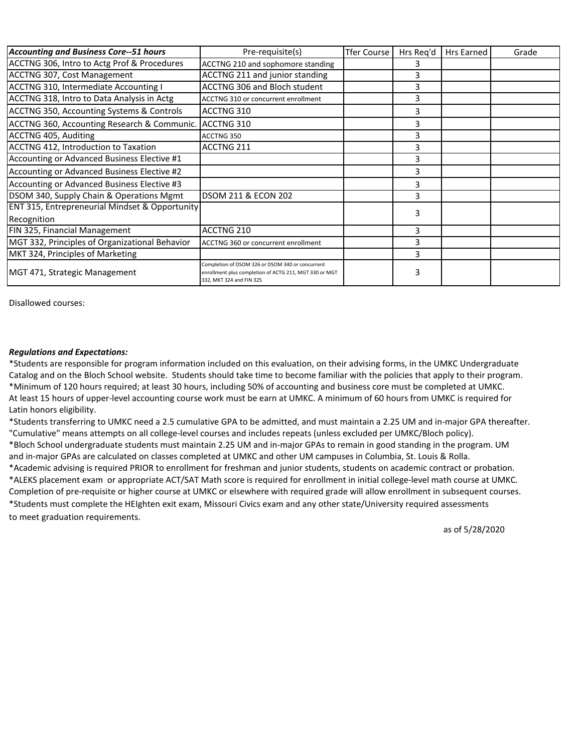| ***Accounting and Business Core--51 hours*** | Pre-requisite(s) | Tfer Course | Hrs Req'd | Hrs Earned | Grade |
|---|---|---|---|---|---|
| ACCTNG 306, Intro to Actg Prof & Procedures | ACCTNG 210 and sophomore standing | | 3 | | |
| ACCTNG 307, Cost Management | ACCTNG 211 and junior standing | | 3 | | |
| ACCTNG 310, Intermediate Accounting I | ACCTNG 306 and Bloch student | | 3 | | |
| ACCTNG 318, Intro to Data Analysis in Actg | ACCTNG 310 or concurrent enrollment | | 3 | | |
| ACCTNG 350, Accounting Systems & Controls | ACCTNG 310 | | 3 | | |
| ACCTNG 360, Accounting Research & Communic. | ACCTNG 310 | | 3 | | |
| ACCTNG 405, Auditing | ACCTNG 350 | | 3 | | |
| ACCTNG 412, Introduction to Taxation | ACCTNG 211 | | 3 | | |
| Accounting or Advanced Business Elective #1 | | | 3 | | |
| Accounting or Advanced Business Elective #2 | | | 3 | | |
| Accounting or Advanced Business Elective #3 | | | 3 | | |
| DSOM 340, Supply Chain & Operations Mgmt | DSOM 211 & ECON 202 | | 3 | | |
| ENT 315, Entrepreneurial Mindset & Opportunity Recognition | | | 3 | | |
| FIN 325, Financial Management | ACCTNG 210 | | 3 | | |
| MGT 332, Principles of Organizational Behavior | ACCTNG 360 or concurrent enrollment | | 3 | | |
| MKT 324, Principles of Marketing | | | 3 | | |
| MGT 471, Strategic Management | Completion of DSOM 326 or DSOM 340 or concurrent enrollment plus completion of ACTG 211, MGT 330 or MGT 332, MKT 324 and FIN 325 | | 3 | | |

Disallowed courses:

***Regulations and Expectations:***

*Students are responsible for program information included on this evaluation, on their advising forms, in the UMKC Undergraduate Catalog and on the Bloch School website. Students should take time to become familiar with the policies that apply to their program.

*Minimum of 120 hours required; at least 30 hours, including 50% of accounting and business core must be completed at UMKC. At least 15 hours of upper-level accounting course work must be earn at UMKC. A minimum of 60 hours from UMKC is required for Latin honors eligibility.

*Students transferring to UMKC need a 2.5 cumulative GPA to be admitted, and must maintain a 2.25 UM and in-major GPA thereafter. "Cumulative" means attempts on all college-level courses and includes repeats (unless excluded per UMKC/Bloch policy).

*Bloch School undergraduate students must maintain 2.25 UM and in-major GPAs to remain in good standing in the program. UM and in-major GPAs are calculated on classes completed at UMKC and other UM campuses in Columbia, St. Louis & Rolla.

*Academic advising is required PRIOR to enrollment for freshman and junior students, students on academic contract or probation.

*ALEKS placement exam or appropriate ACT/SAT Math score is required for enrollment in initial college-level math course at UMKC. Completion of pre-requisite or higher course at UMKC or elsewhere with required grade will allow enrollment in subsequent courses.

*Students must complete the HEIghten exit exam, Missouri Civics exam and any other state/University required assessments to meet graduation requirements.

as of 5/28/2020